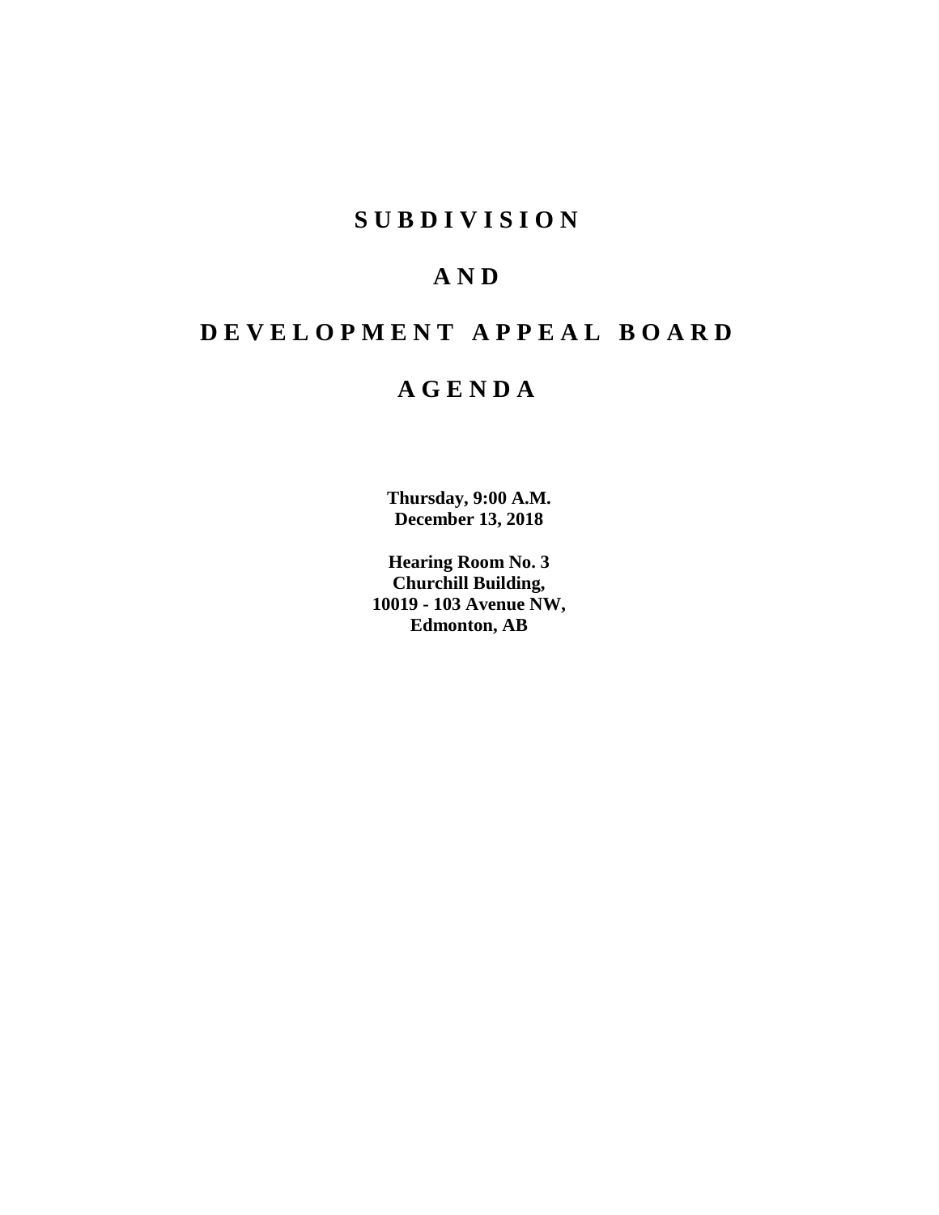# S U B D I V I S I O N

# A N D

# D E V E L O P M E N T   A P P E A L   B O A R D

# A G E N D A

**Thursday, 9:00 A.M.**
**December 13, 2018**

**Hearing Room No. 3**
**Churchill Building,**
**10019 - 103 Avenue NW,**
**Edmonton, AB**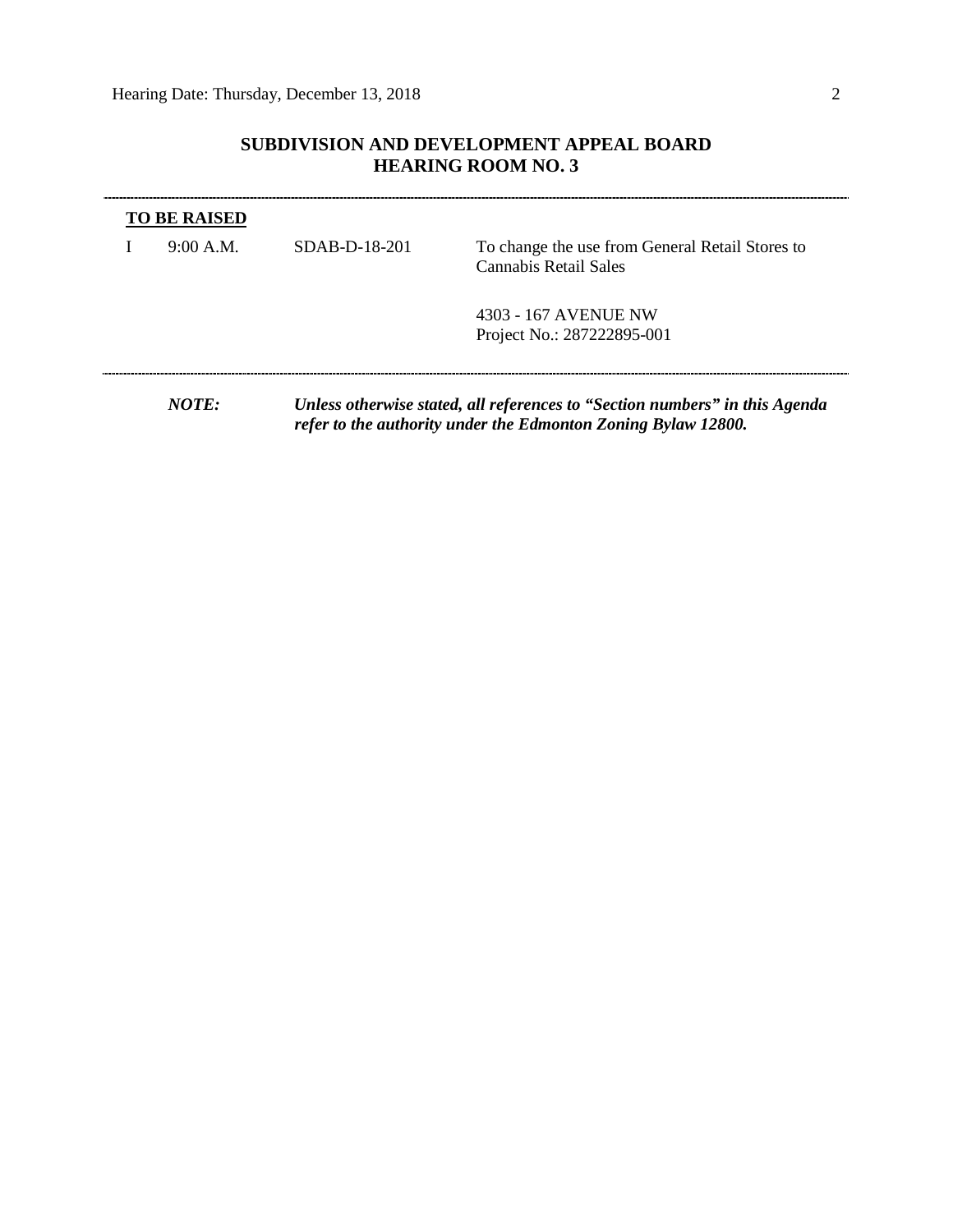## SUBDIVISION AND DEVELOPMENT APPEAL BOARD
## HEARING ROOM NO. 3

---

**TO BE RAISED**

| | | | |
|---|---|---|---|
| I | 9:00 A.M. | SDAB-D-18-201 | To change the use from General Retail Stores to Cannabis Retail Sales |
| | | | 4303 - 167 AVENUE NW<br>Project No.: 287222895-001 |

---

***NOTE:*** ***Unless otherwise stated, all references to "Section numbers" in this Agenda refer to the authority under the Edmonton Zoning Bylaw 12800.***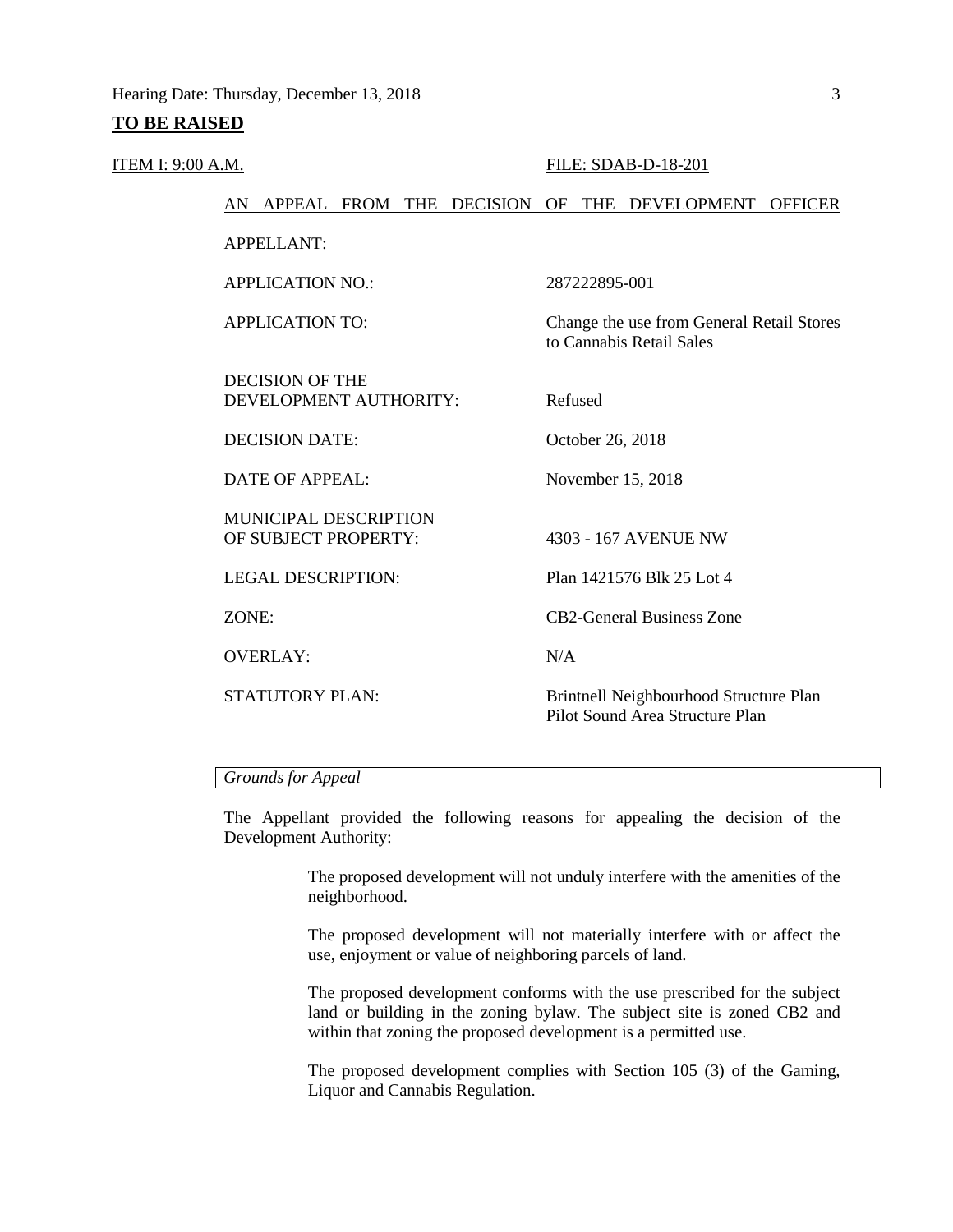**TO BE RAISED**

ITEM I: 9:00 A.M. FILE: SDAB-D-18-201

AN APPEAL FROM THE DECISION OF THE DEVELOPMENT OFFICER

| | |
|---|---|
| APPELLANT: | |
| APPLICATION NO.: | 287222895-001 |
| APPLICATION TO: | Change the use from General Retail Stores to Cannabis Retail Sales |
| DECISION OF THE DEVELOPMENT AUTHORITY: | Refused |
| DECISION DATE: | October 26, 2018 |
| DATE OF APPEAL: | November 15, 2018 |
| MUNICIPAL DESCRIPTION OF SUBJECT PROPERTY: | 4303 - 167 AVENUE NW |
| LEGAL DESCRIPTION: | Plan 1421576 Blk 25 Lot 4 |
| ZONE: | CB2-General Business Zone |
| OVERLAY: | N/A |
| STATUTORY PLAN: | Brintnell Neighbourhood Structure Plan<br>Pilot Sound Area Structure Plan |

---

*Grounds for Appeal*

The Appellant provided the following reasons for appealing the decision of the Development Authority:

> The proposed development will not unduly interfere with the amenities of the neighborhood.
>
> The proposed development will not materially interfere with or affect the use, enjoyment or value of neighboring parcels of land.
>
> The proposed development conforms with the use prescribed for the subject land or building in the zoning bylaw. The subject site is zoned CB2 and within that zoning the proposed development is a permitted use.
>
> The proposed development complies with Section 105 (3) of the Gaming, Liquor and Cannabis Regulation.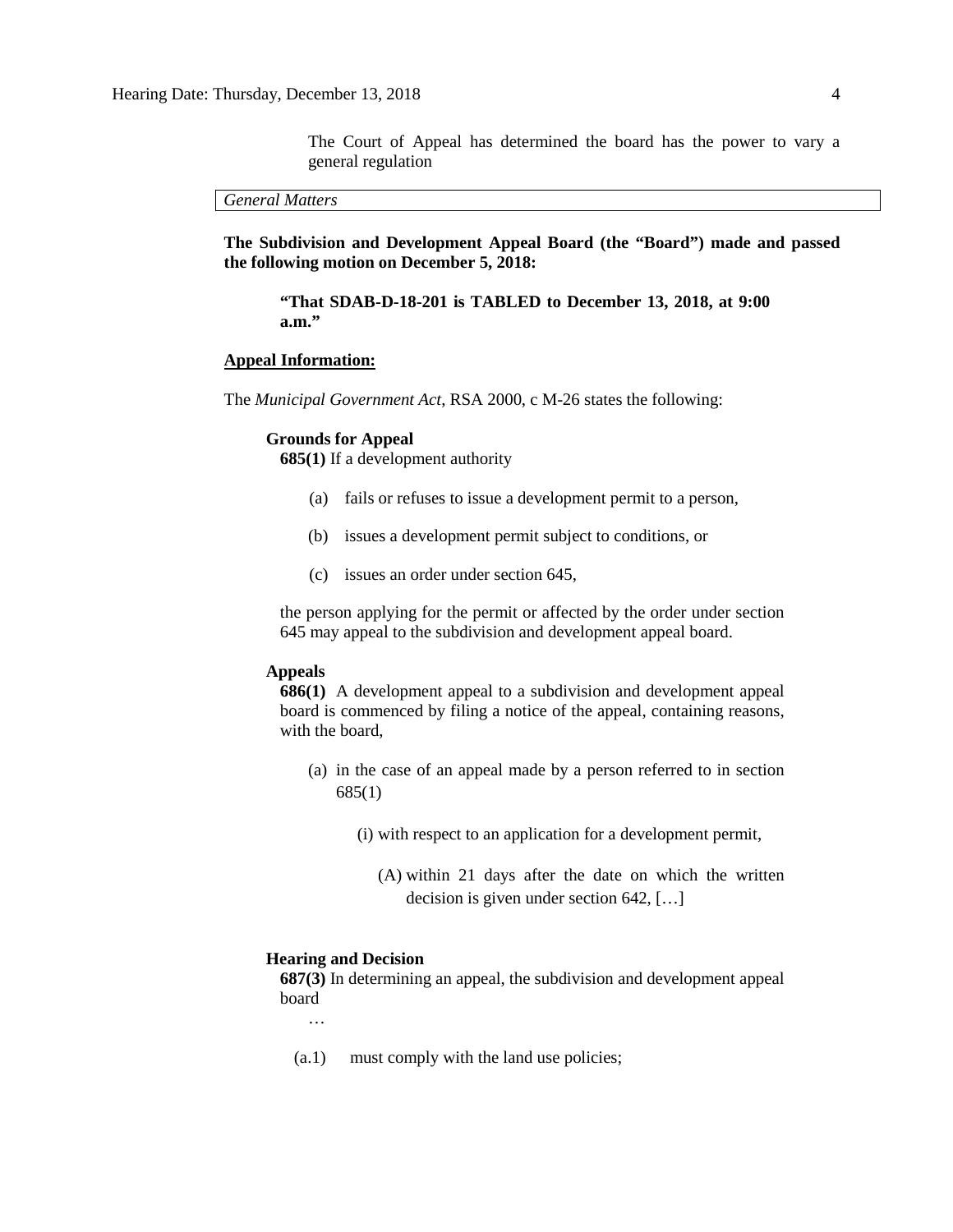The Court of Appeal has determined the board has the power to vary a general regulation

*General Matters*

**The Subdivision and Development Appeal Board (the "Board") made and passed the following motion on December 5, 2018:**

> **"That SDAB-D-18-201 is TABLED to December 13, 2018, at 9:00 a.m."**

**Appeal Information:**

The *Municipal Government Act*, RSA 2000, c M-26 states the following:

**Grounds for Appeal**

**685(1)** If a development authority

(a) fails or refuses to issue a development permit to a person,

(b) issues a development permit subject to conditions, or

(c) issues an order under section 645,

the person applying for the permit or affected by the order under section 645 may appeal to the subdivision and development appeal board.

**Appeals**

**686(1)** A development appeal to a subdivision and development appeal board is commenced by filing a notice of the appeal, containing reasons, with the board,

(a) in the case of an appeal made by a person referred to in section 685(1)

(i) with respect to an application for a development permit,

(A) within 21 days after the date on which the written decision is given under section 642, […]

**Hearing and Decision**

**687(3)** In determining an appeal, the subdivision and development appeal board

…

(a.1) must comply with the land use policies;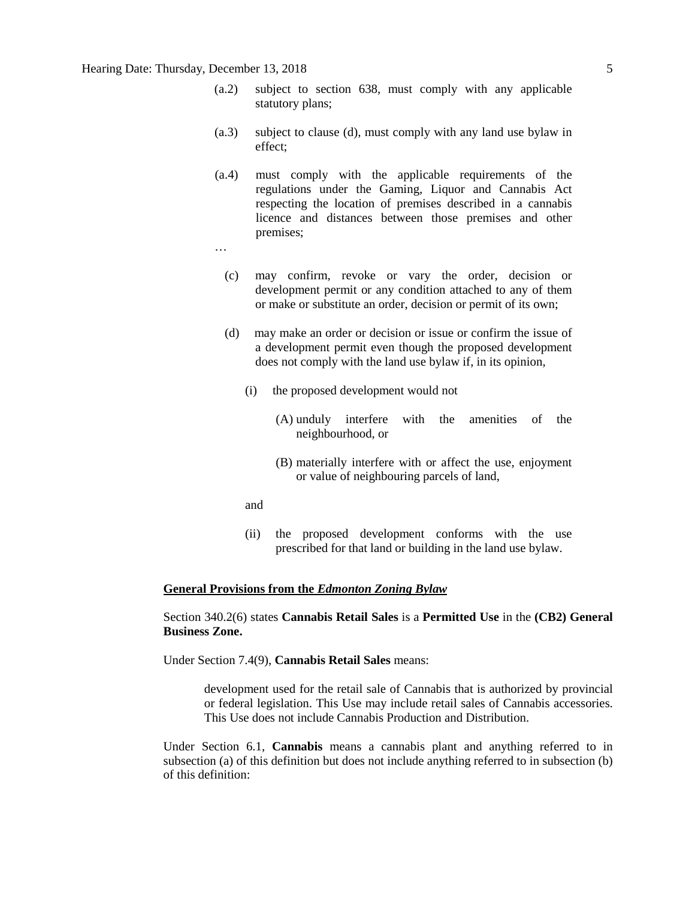(a.2) subject to section 638, must comply with any applicable statutory plans;

(a.3) subject to clause (d), must comply with any land use bylaw in effect;

(a.4) must comply with the applicable requirements of the regulations under the Gaming, Liquor and Cannabis Act respecting the location of premises described in a cannabis licence and distances between those premises and other premises;

…

(c) may confirm, revoke or vary the order, decision or development permit or any condition attached to any of them or make or substitute an order, decision or permit of its own;

(d) may make an order or decision or issue or confirm the issue of a development permit even though the proposed development does not comply with the land use bylaw if, in its opinion,

(i) the proposed development would not

(A) unduly interfere with the amenities of the neighbourhood, or

(B) materially interfere with or affect the use, enjoyment or value of neighbouring parcels of land,

and

(ii) the proposed development conforms with the use prescribed for that land or building in the land use bylaw.

**General Provisions from the *Edmonton Zoning Bylaw***

Section 340.2(6) states **Cannabis Retail Sales** is a **Permitted Use** in the **(CB2) General Business Zone.**

Under Section 7.4(9), **Cannabis Retail Sales** means:

> development used for the retail sale of Cannabis that is authorized by provincial or federal legislation. This Use may include retail sales of Cannabis accessories. This Use does not include Cannabis Production and Distribution.

Under Section 6.1, **Cannabis** means a cannabis plant and anything referred to in subsection (a) of this definition but does not include anything referred to in subsection (b) of this definition: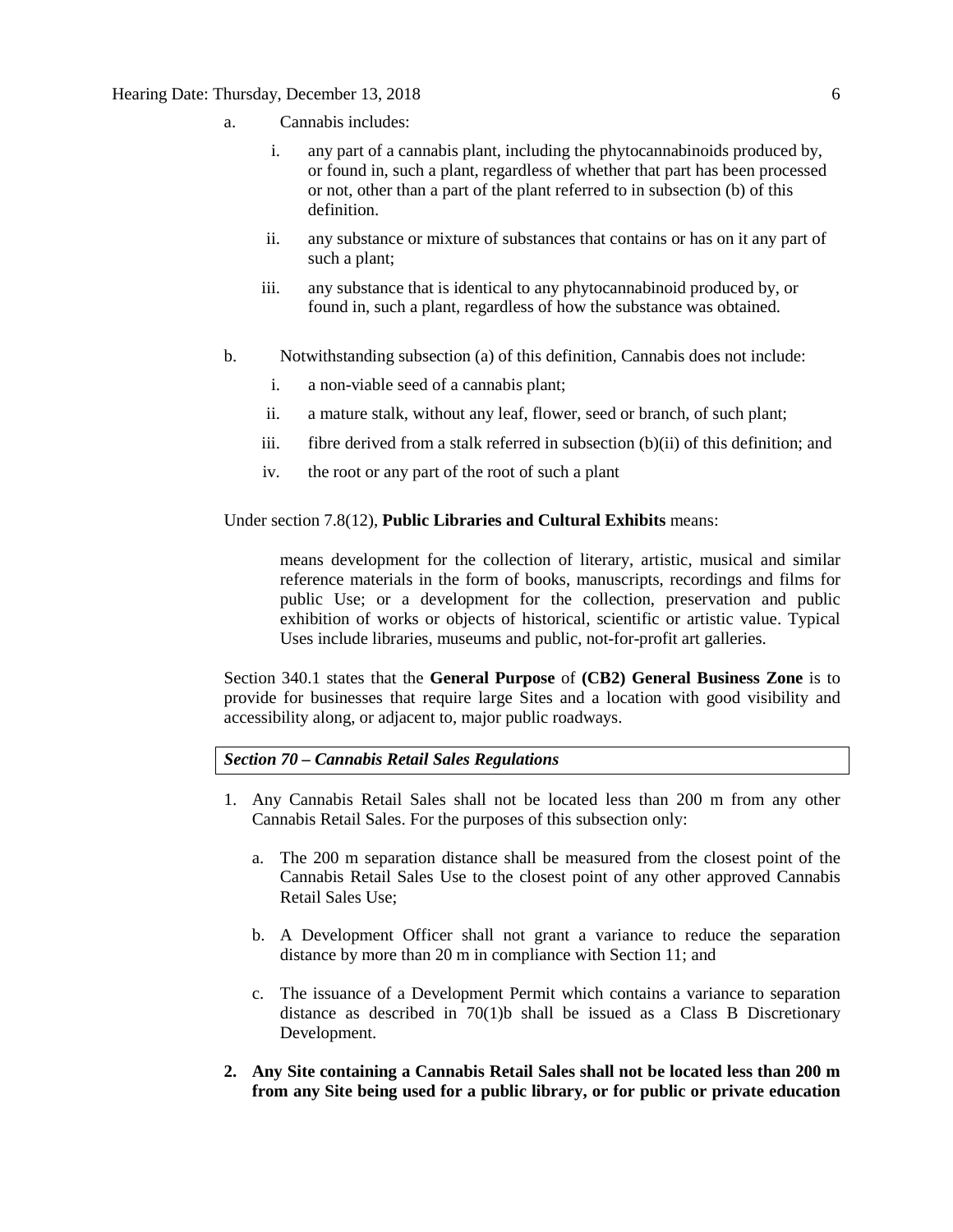a. Cannabis includes:

   i. any part of a cannabis plant, including the phytocannabinoids produced by, or found in, such a plant, regardless of whether that part has been processed or not, other than a part of the plant referred to in subsection (b) of this definition.

   ii. any substance or mixture of substances that contains or has on it any part of such a plant;

   iii. any substance that is identical to any phytocannabinoid produced by, or found in, such a plant, regardless of how the substance was obtained.

b. Notwithstanding subsection (a) of this definition, Cannabis does not include:

   i. a non-viable seed of a cannabis plant;

   ii. a mature stalk, without any leaf, flower, seed or branch, of such plant;

   iii. fibre derived from a stalk referred in subsection (b)(ii) of this definition; and

   iv. the root or any part of the root of such a plant

Under section 7.8(12), **Public Libraries and Cultural Exhibits** means:

> means development for the collection of literary, artistic, musical and similar reference materials in the form of books, manuscripts, recordings and films for public Use; or a development for the collection, preservation and public exhibition of works or objects of historical, scientific or artistic value. Typical Uses include libraries, museums and public, not-for-profit art galleries.

Section 340.1 states that the **General Purpose** of **(CB2) General Business Zone** is to provide for businesses that require large Sites and a location with good visibility and accessibility along, or adjacent to, major public roadways.

***Section 70 – Cannabis Retail Sales Regulations***

1. Any Cannabis Retail Sales shall not be located less than 200 m from any other Cannabis Retail Sales. For the purposes of this subsection only:

   a. The 200 m separation distance shall be measured from the closest point of the Cannabis Retail Sales Use to the closest point of any other approved Cannabis Retail Sales Use;

   b. A Development Officer shall not grant a variance to reduce the separation distance by more than 20 m in compliance with Section 11; and

   c. The issuance of a Development Permit which contains a variance to separation distance as described in 70(1)b shall be issued as a Class B Discretionary Development.

2. **Any Site containing a Cannabis Retail Sales shall not be located less than 200 m from any Site being used for a public library, or for public or private education**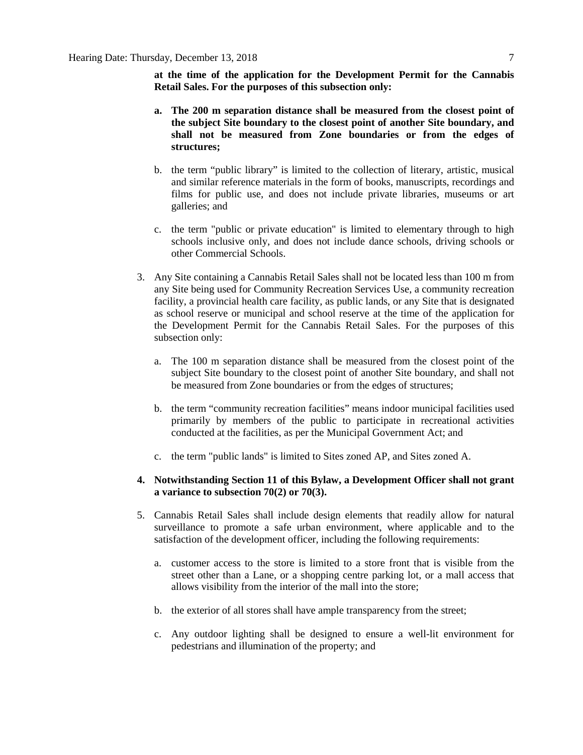**at the time of the application for the Development Permit for the Cannabis Retail Sales. For the purposes of this subsection only:**

a. **The 200 m separation distance shall be measured from the closest point of the subject Site boundary to the closest point of another Site boundary, and shall not be measured from Zone boundaries or from the edges of structures;**

b. the term "public library" is limited to the collection of literary, artistic, musical and similar reference materials in the form of books, manuscripts, recordings and films for public use, and does not include private libraries, museums or art galleries; and

c. the term "public or private education" is limited to elementary through to high schools inclusive only, and does not include dance schools, driving schools or other Commercial Schools.

3. Any Site containing a Cannabis Retail Sales shall not be located less than 100 m from any Site being used for Community Recreation Services Use, a community recreation facility, a provincial health care facility, as public lands, or any Site that is designated as school reserve or municipal and school reserve at the time of the application for the Development Permit for the Cannabis Retail Sales. For the purposes of this subsection only:

   a. The 100 m separation distance shall be measured from the closest point of the subject Site boundary to the closest point of another Site boundary, and shall not be measured from Zone boundaries or from the edges of structures;

   b. the term "community recreation facilities" means indoor municipal facilities used primarily by members of the public to participate in recreational activities conducted at the facilities, as per the Municipal Government Act; and

   c. the term "public lands" is limited to Sites zoned AP, and Sites zoned A.

4. **Notwithstanding Section 11 of this Bylaw, a Development Officer shall not grant a variance to subsection 70(2) or 70(3).**

5. Cannabis Retail Sales shall include design elements that readily allow for natural surveillance to promote a safe urban environment, where applicable and to the satisfaction of the development officer, including the following requirements:

   a. customer access to the store is limited to a store front that is visible from the street other than a Lane, or a shopping centre parking lot, or a mall access that allows visibility from the interior of the mall into the store;

   b. the exterior of all stores shall have ample transparency from the street;

   c. Any outdoor lighting shall be designed to ensure a well-lit environment for pedestrians and illumination of the property; and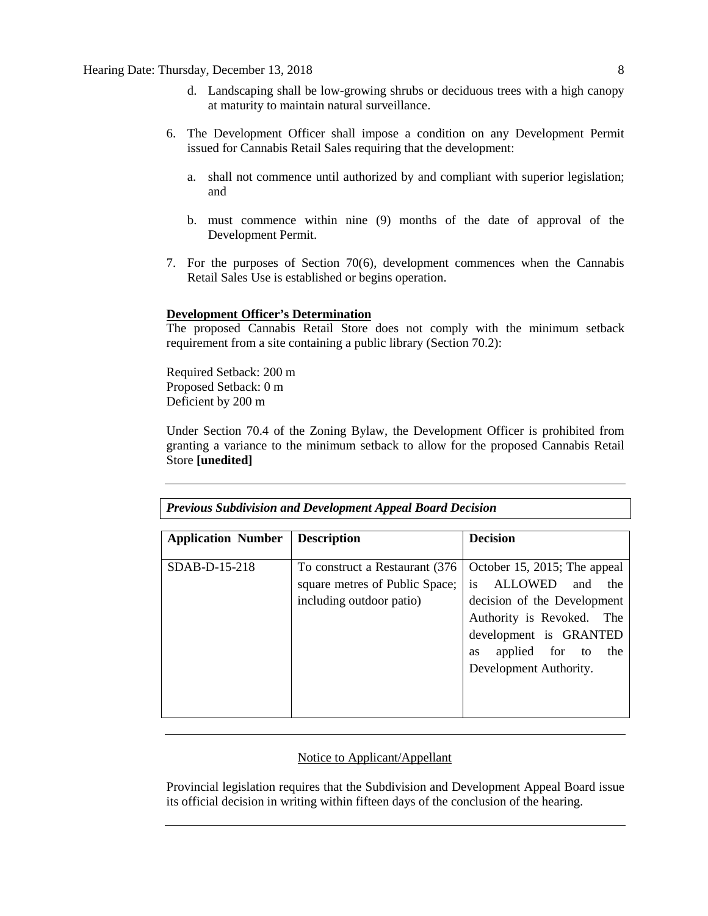d. Landscaping shall be low-growing shrubs or deciduous trees with a high canopy at maturity to maintain natural surveillance.

6. The Development Officer shall impose a condition on any Development Permit issued for Cannabis Retail Sales requiring that the development:

   a. shall not commence until authorized by and compliant with superior legislation; and

   b. must commence within nine (9) months of the date of approval of the Development Permit.

7. For the purposes of Section 70(6), development commences when the Cannabis Retail Sales Use is established or begins operation.

**Development Officer's Determination**

The proposed Cannabis Retail Store does not comply with the minimum setback requirement from a site containing a public library (Section 70.2):

Required Setback: 200 m
Proposed Setback: 0 m
Deficient by 200 m

Under Section 70.4 of the Zoning Bylaw, the Development Officer is prohibited from granting a variance to the minimum setback to allow for the proposed Cannabis Retail Store **[unedited]**

---

***Previous Subdivision and Development Appeal Board Decision***

| Application Number | Description | Decision |
|---|---|---|
| SDAB-D-15-218 | To construct a Restaurant (376 square metres of Public Space; including outdoor patio) | October 15, 2015; The appeal is ALLOWED and the decision of the Development Authority is Revoked. The development is GRANTED as applied for to the Development Authority. |

---

Notice to Applicant/Appellant

Provincial legislation requires that the Subdivision and Development Appeal Board issue its official decision in writing within fifteen days of the conclusion of the hearing.

---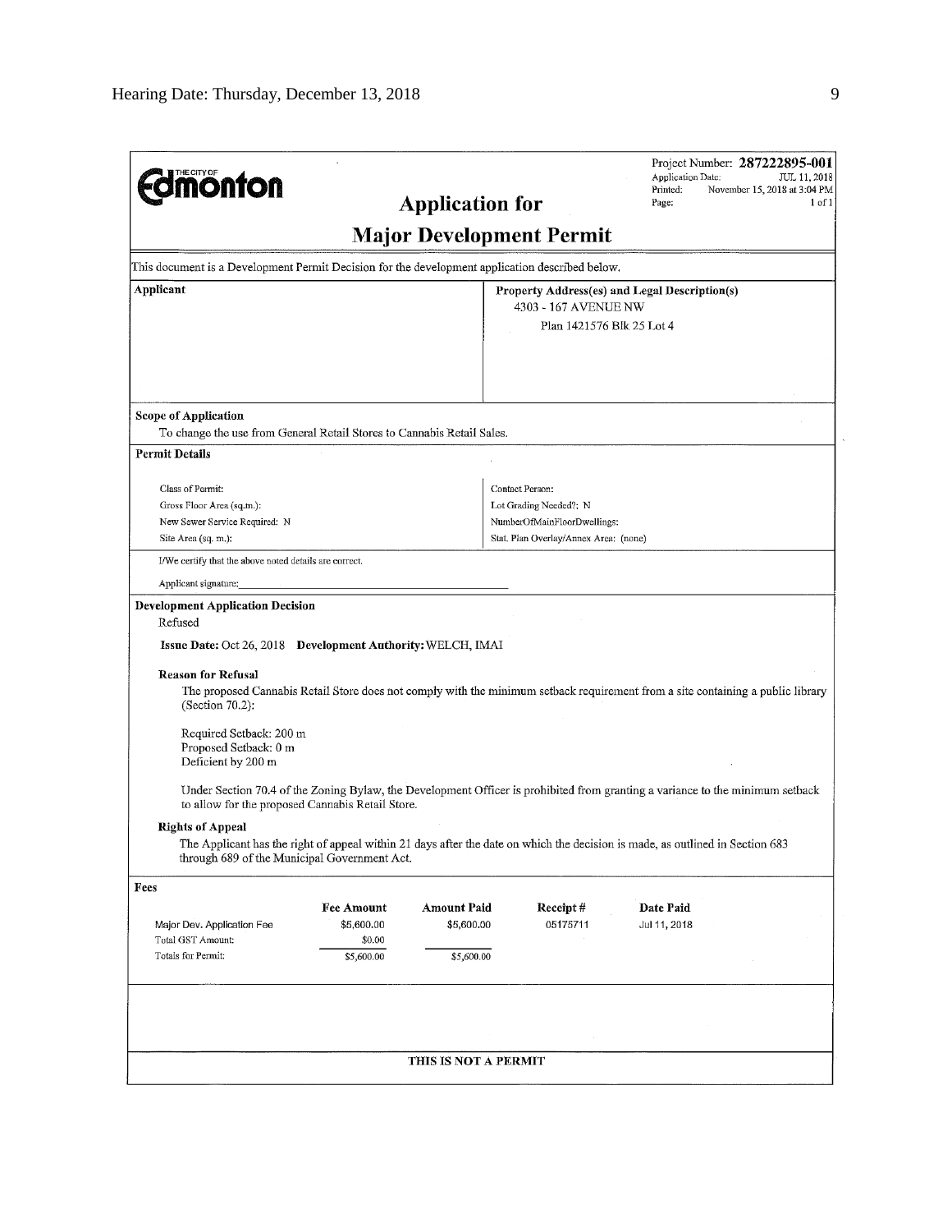Edmonton (THE CITY OF)

Project Number: **287222895-001**
Application Date: JUL 11, 2018
Printed: November 15, 2018 at 3:04 PM
Page: 1 of 1

# Application for

# Major Development Permit

This document is a Development Permit Decision for the development application described below.

**Applicant**

**Property Address(es) and Legal Description(s)**
4303 - 167 AVENUE NW
Plan 1421576 Blk 25 Lot 4

**Scope of Application**
To change the use from General Retail Stores to Cannabis Retail Sales.

**Permit Details**

| | |
|---|---|
| Class of Permit: | Contact Person: |
| Gross Floor Area (sq.m.): | Lot Grading Needed?: N |
| New Sewer Service Required: N | NumberOfMainFloorDwellings: |
| Site Area (sq. m.): | Stat. Plan Overlay/Annex Area: (none) |

I/We certify that the above noted details are correct.

Applicant signature: ___________________________

**Development Application Decision**
Refused

**Issue Date:** Oct 26, 2018 **Development Authority:** WELCH, IMAI

**Reason for Refusal**
The proposed Cannabis Retail Store does not comply with the minimum setback requirement from a site containing a public library (Section 70.2):

Required Setback: 200 m
Proposed Setback: 0 m
Deficient by 200 m

Under Section 70.4 of the Zoning Bylaw, the Development Officer is prohibited from granting a variance to the minimum setback to allow for the proposed Cannabis Retail Store.

**Rights of Appeal**
The Applicant has the right of appeal within 21 days after the date on which the decision is made, as outlined in Section 683 through 689 of the Municipal Government Act.

**Fees**

| | Fee Amount | Amount Paid | Receipt # | Date Paid |
|---|---|---|---|---|
| Major Dev. Application Fee | $5,600.00 | $5,600.00 | 05175711 | Jul 11, 2018 |
| Total GST Amount: | $0.00 | | | |
| Totals for Permit: | $5,600.00 | $5,600.00 | | |

**THIS IS NOT A PERMIT**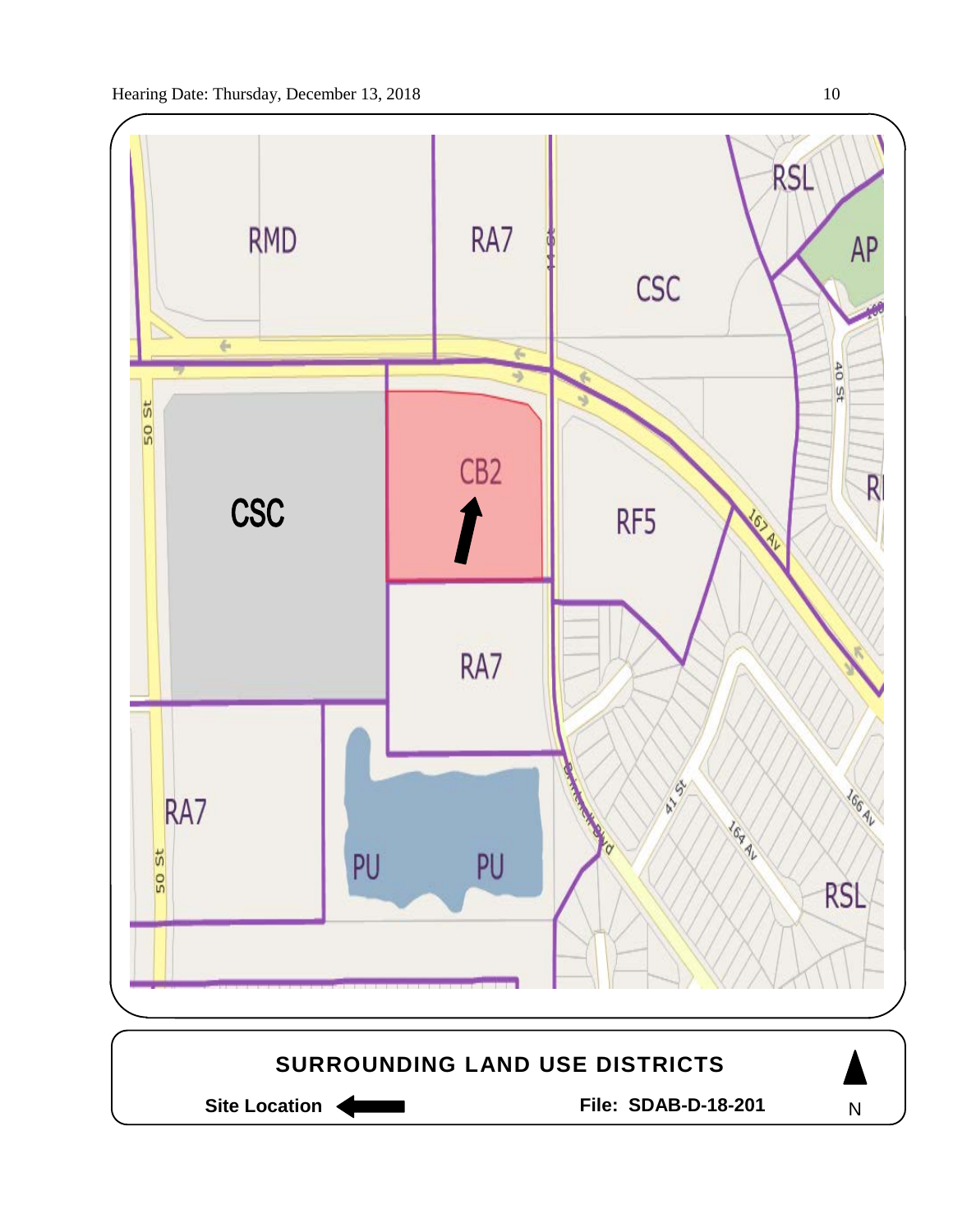RMD

RA7

144 St

CSC

RSL

AP

50 St

CSC

CB2

RF5

167 Av

40 St

RA7

RA7

PU

PU

Brintnell Blvd

41 St

164 Av

166 Av

RSL

50 St

**SURROUNDING LAND USE DISTRICTS**

**Site Location** ⬅

**File: SDAB-D-18-201**

N